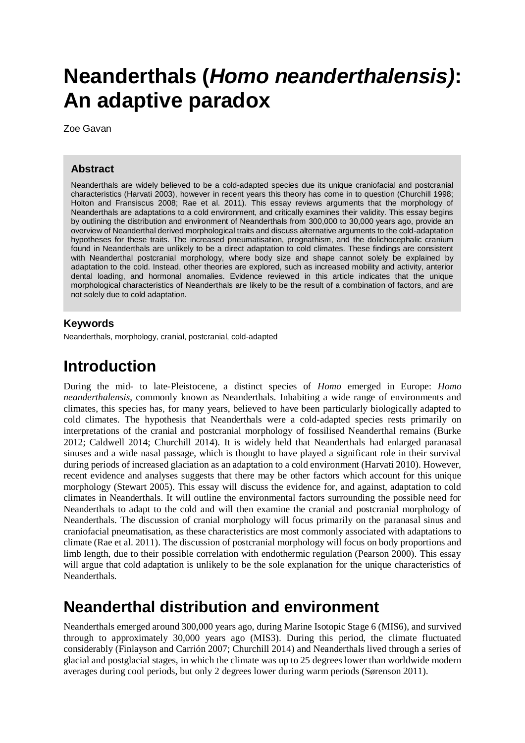# Neanderthals (*Homo neanderthalensis*): An adaptive paradox

Zoe Gavan

### Abstract

Neanderthals are widely believed to be a cold-adapted species due its unique craniofacial and postcranial characteristics (Harvati 2003), however in recent years this theory has come in to question (Churchill 1998; Holton and Fransiscus 2008; Rae et al. 2011). This essay reviews arguments that the morphology of Neanderthals are adaptations to a cold environment, and critically examines their validity. This essay begins by outlining the distribution and environment of Neanderthals from 300,000 to 30,000 years ago, provide an overview of Neanderthal derived morphological traits and discuss alternative arguments to the cold-adaptation hypotheses for these traits. The increased pneumatisation, prognathism, and the dolichocephalic cranium found in Neanderthals are unlikely to be a direct adaptation to cold climates. These findings are consistent with Neanderthal postcranial morphology, where body size and shape cannot solely be explained by adaptation to the cold. Instead, other theories are explored, such as increased mobility and activity, anterior dental loading, and hormonal anomalies. Evidence reviewed in this article indicates that the unique morphological characteristics of Neanderthals are likely to be the result of a combination of factors, and are not solely due to cold adaptation.

### Keywords

Neanderthals, morphology, cranial, postcranial, cold-adapted

## Introduction

During the mid- to late-Pleistocene, a distinct species of *Homo* emerged in Europe: *Homo neanderthalensis*, commonly known as Neanderthals. Inhabiting a wide range of environments and climates, this species has, for many years, believed to have been particularly biologically adapted to cold climates. The hypothesis that Neanderthals were a cold-adapted species rests primarily on interpretations of the cranial and postcranial morphology of fossilised Neanderthal remains (Burke 2012; Caldwell 2014; Churchill 2014). It is widely held that Neanderthals had enlarged paranasal sinuses and a wide nasal passage, which is thought to have played a significant role in their survival during periods of increased glaciation as an adaptation to a cold environment (Harvati 2010). However, recent evidence and analyses suggests that there may be other factors which account for this unique morphology (Stewart 2005). This essay will discuss the evidence for, and against, adaptation to cold climates in Neanderthals. It will outline the environmental factors surrounding the possible need for Neanderthals to adapt to the cold and will then examine the cranial and postcranial morphology of Neanderthals. The discussion of cranial morphology will focus primarily on the paranasal sinus and craniofacial pneumatisation, as these characteristics are most commonly associated with adaptations to climate (Rae et al. 2011). The discussion of postcranial morphology will focus on body proportions and limb length, due to their possible correlation with endothermic regulation (Pearson 2000). This essay will argue that cold adaptation is unlikely to be the sole explanation for the unique characteristics of Neanderthals.

## Neanderthal distribution and environment

Neanderthals emerged around 300,000 years ago, during Marine Isotopic Stage 6 (MIS6), and survived through to approximately 30,000 years ago (MIS3). During this period, the climate fluctuated considerably (Finlayson and Carrión 2007; Churchill 2014) and Neanderthals lived through a series of glacial and postglacial stages, in which the climate was up to 25 degrees lower than worldwide modern averages during cool periods, but only 2 degrees lower during warm periods (Sørenson 2011).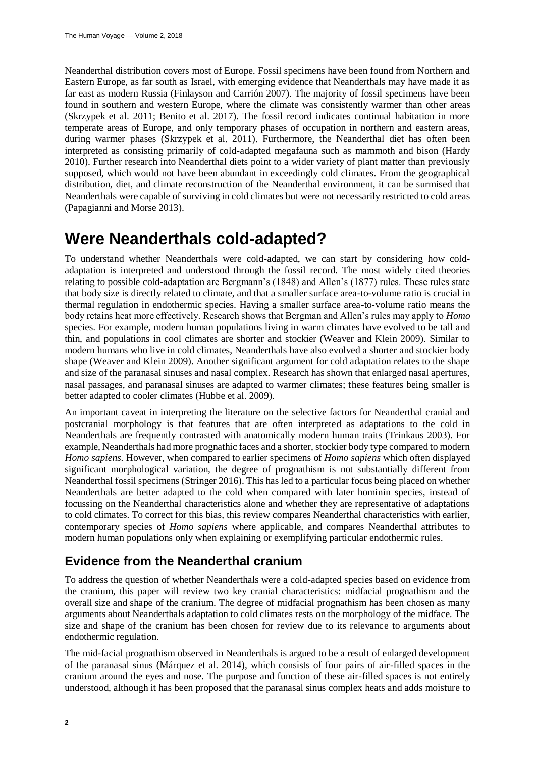Neanderthal distribution covers most of Europe. Fossil specimens have been found from Northern and Eastern Europe, as far south as Israel, with emerging evidence that Neanderthals may have made it as far east as modern Russia (Finlayson and Carrión 2007). The majority of fossil specimens have been found in southern and western Europe, where the climate was consistently warmer than other areas (Skrzypek et al. 2011; Benito et al. 2017). The fossil record indicates continual habitation in more temperate areas of Europe, and only temporary phases of occupation in northern and eastern areas, during warmer phases (Skrzypek et al. 2011). Furthermore, the Neanderthal diet has often been interpreted as consisting primarily of cold-adapted megafauna such as mammoth and bison (Hardy 2010). Further research into Neanderthal diets point to a wider variety of plant matter than previously supposed, which would not have been abundant in exceedingly cold climates. From the geographical distribution, diet, and climate reconstruction of the Neanderthal environment, it can be surmised that Neanderthals were capable of surviving in cold climates but were not necessarily restricted to cold areas (Papagianni and Morse 2013).

# Were Neanderthals cold-adapted?

To understand whether Neanderthals were cold-adapted, we can start by considering how cold-adaptation is interpreted and understood through the fossil record. The most widely cited theories relating to possible cold-adaptation are Bergmann's (1848) and Allen's (1877) rules. These rules state that body size is directly related to climate, and that a smaller surface area-to-volume ratio is crucial in thermal regulation in endothermic species. Having a smaller surface area-to-volume ratio means the body retains heat more effectively. Research shows that Bergman and Allen's rules may apply to *Homo* species. For example, modern human populations living in warm climates have evolved to be tall and thin, and populations in cool climates are shorter and stockier (Weaver and Klein 2009). Similar to modern humans who live in cold climates, Neanderthals have also evolved a shorter and stockier body shape (Weaver and Klein 2009). Another significant argument for cold adaptation relates to the shape and size of the paranasal sinuses and nasal complex. Research has shown that enlarged nasal apertures, nasal passages, and paranasal sinuses are adapted to warmer climates; these features being smaller is better adapted to cooler climates (Hubbe et al. 2009).

An important caveat in interpreting the literature on the selective factors for Neanderthal cranial and postcranial morphology is that features that are often interpreted as adaptations to the cold in Neanderthals are frequently contrasted with anatomically modern human traits (Trinkaus 2003). For example, Neanderthals had more prognathic faces and a shorter, stockier body type compared to modern *Homo sapiens*. However, when compared to earlier specimens of *Homo sapiens* which often displayed significant morphological variation, the degree of prognathism is not substantially different from Neanderthal fossil specimens (Stringer 2016). This has led to a particular focus being placed on whether Neanderthals are better adapted to the cold when compared with later hominin species, instead of focussing on the Neanderthal characteristics alone and whether they are representative of adaptations to cold climates. To correct for this bias, this review compares Neanderthal characteristics with earlier, contemporary species of *Homo sapiens* where applicable, and compares Neanderthal attributes to modern human populations only when explaining or exemplifying particular endothermic rules.

## Evidence from the Neanderthal cranium

To address the question of whether Neanderthals were a cold-adapted species based on evidence from the cranium, this paper will review two key cranial characteristics: midfacial prognathism and the overall size and shape of the cranium. The degree of midfacial prognathism has been chosen as many arguments about Neanderthals adaptation to cold climates rests on the morphology of the midface. The size and shape of the cranium has been chosen for review due to its relevance to arguments about endothermic regulation.

The mid-facial prognathism observed in Neanderthals is argued to be a result of enlarged development of the paranasal sinus (Márquez et al. 2014), which consists of four pairs of air-filled spaces in the cranium around the eyes and nose. The purpose and function of these air-filled spaces is not entirely understood, although it has been proposed that the paranasal sinus complex heats and adds moisture to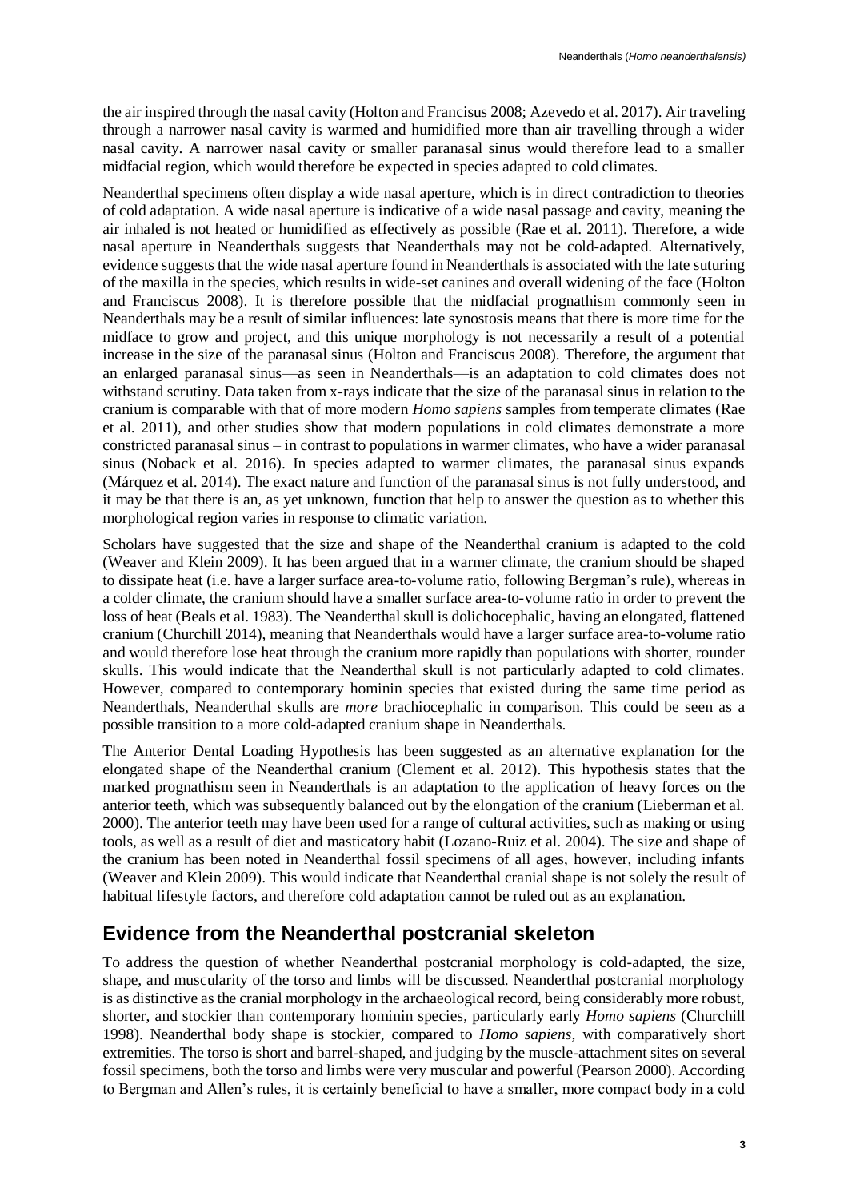the air inspired through the nasal cavity (Holton and Francisus 2008; Azevedo et al. 2017). Air traveling through a narrower nasal cavity is warmed and humidified more than air travelling through a wider nasal cavity. A narrower nasal cavity or smaller paranasal sinus would therefore lead to a smaller midfacial region, which would therefore be expected in species adapted to cold climates.

Neanderthal specimens often display a wide nasal aperture, which is in direct contradiction to theories of cold adaptation. A wide nasal aperture is indicative of a wide nasal passage and cavity, meaning the air inhaled is not heated or humidified as effectively as possible (Rae et al. 2011). Therefore, a wide nasal aperture in Neanderthals suggests that Neanderthals may not be cold-adapted. Alternatively, evidence suggests that the wide nasal aperture found in Neanderthals is associated with the late suturing of the maxilla in the species, which results in wide-set canines and overall widening of the face (Holton and Franciscus 2008). It is therefore possible that the midfacial prognathism commonly seen in Neanderthals may be a result of similar influences: late synostosis means that there is more time for the midface to grow and project, and this unique morphology is not necessarily a result of a potential increase in the size of the paranasal sinus (Holton and Franciscus 2008). Therefore, the argument that an enlarged paranasal sinus—as seen in Neanderthals—is an adaptation to cold climates does not withstand scrutiny. Data taken from x-rays indicate that the size of the paranasal sinus in relation to the cranium is comparable with that of more modern *Homo sapiens* samples from temperate climates (Rae et al. 2011), and other studies show that modern populations in cold climates demonstrate a more constricted paranasal sinus – in contrast to populations in warmer climates, who have a wider paranasal sinus (Noback et al. 2016). In species adapted to warmer climates, the paranasal sinus expands (Márquez et al. 2014). The exact nature and function of the paranasal sinus is not fully understood, and it may be that there is an, as yet unknown, function that help to answer the question as to whether this morphological region varies in response to climatic variation.

Scholars have suggested that the size and shape of the Neanderthal cranium is adapted to the cold (Weaver and Klein 2009). It has been argued that in a warmer climate, the cranium should be shaped to dissipate heat (i.e. have a larger surface area-to-volume ratio, following Bergman's rule), whereas in a colder climate, the cranium should have a smaller surface area-to-volume ratio in order to prevent the loss of heat (Beals et al. 1983). The Neanderthal skull is dolichocephalic, having an elongated, flattened cranium (Churchill 2014), meaning that Neanderthals would have a larger surface area-to-volume ratio and would therefore lose heat through the cranium more rapidly than populations with shorter, rounder skulls. This would indicate that the Neanderthal skull is not particularly adapted to cold climates. However, compared to contemporary hominin species that existed during the same time period as Neanderthals, Neanderthal skulls are *more* brachiocephalic in comparison. This could be seen as a possible transition to a more cold-adapted cranium shape in Neanderthals.

The Anterior Dental Loading Hypothesis has been suggested as an alternative explanation for the elongated shape of the Neanderthal cranium (Clement et al. 2012). This hypothesis states that the marked prognathism seen in Neanderthals is an adaptation to the application of heavy forces on the anterior teeth, which was subsequently balanced out by the elongation of the cranium (Lieberman et al. 2000). The anterior teeth may have been used for a range of cultural activities, such as making or using tools, as well as a result of diet and masticatory habit (Lozano-Ruiz et al. 2004). The size and shape of the cranium has been noted in Neanderthal fossil specimens of all ages, however, including infants (Weaver and Klein 2009). This would indicate that Neanderthal cranial shape is not solely the result of habitual lifestyle factors, and therefore cold adaptation cannot be ruled out as an explanation.

## Evidence from the Neanderthal postcranial skeleton

To address the question of whether Neanderthal postcranial morphology is cold-adapted, the size, shape, and muscularity of the torso and limbs will be discussed. Neanderthal postcranial morphology is as distinctive as the cranial morphology in the archaeological record, being considerably more robust, shorter, and stockier than contemporary hominin species, particularly early *Homo sapiens* (Churchill 1998). Neanderthal body shape is stockier, compared to *Homo sapiens,* with comparatively short extremities. The torso is short and barrel-shaped, and judging by the muscle-attachment sites on several fossil specimens, both the torso and limbs were very muscular and powerful (Pearson 2000). According to Bergman and Allen's rules, it is certainly beneficial to have a smaller, more compact body in a cold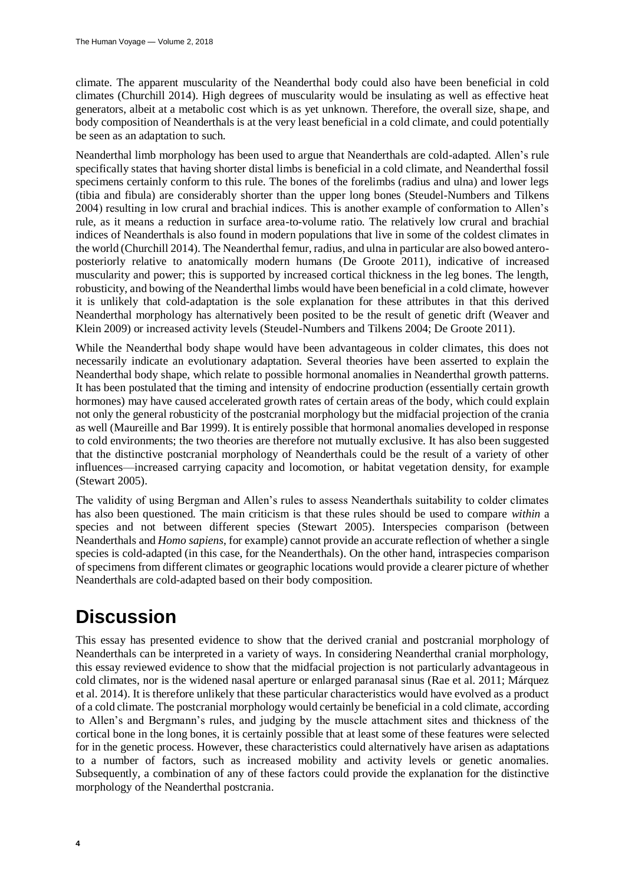climate. The apparent muscularity of the Neanderthal body could also have been beneficial in cold climates (Churchill 2014). High degrees of muscularity would be insulating as well as effective heat generators, albeit at a metabolic cost which is as yet unknown. Therefore, the overall size, shape, and body composition of Neanderthals is at the very least beneficial in a cold climate, and could potentially be seen as an adaptation to such.

Neanderthal limb morphology has been used to argue that Neanderthals are cold-adapted. Allen's rule specifically states that having shorter distal limbs is beneficial in a cold climate, and Neanderthal fossil specimens certainly conform to this rule. The bones of the forelimbs (radius and ulna) and lower legs (tibia and fibula) are considerably shorter than the upper long bones (Steudel-Numbers and Tilkens 2004) resulting in low crural and brachial indices. This is another example of conformation to Allen's rule, as it means a reduction in surface area-to-volume ratio. The relatively low crural and brachial indices of Neanderthals is also found in modern populations that live in some of the coldest climates in the world (Churchill 2014). The Neanderthal femur, radius, and ulna in particular are also bowed antero-posteriorly relative to anatomically modern humans (De Groote 2011), indicative of increased muscularity and power; this is supported by increased cortical thickness in the leg bones. The length, robusticity, and bowing of the Neanderthal limbs would have been beneficial in a cold climate, however it is unlikely that cold-adaptation is the sole explanation for these attributes in that this derived Neanderthal morphology has alternatively been posited to be the result of genetic drift (Weaver and Klein 2009) or increased activity levels (Steudel-Numbers and Tilkens 2004; De Groote 2011).

While the Neanderthal body shape would have been advantageous in colder climates, this does not necessarily indicate an evolutionary adaptation. Several theories have been asserted to explain the Neanderthal body shape, which relate to possible hormonal anomalies in Neanderthal growth patterns. It has been postulated that the timing and intensity of endocrine production (essentially certain growth hormones) may have caused accelerated growth rates of certain areas of the body, which could explain not only the general robusticity of the postcranial morphology but the midfacial projection of the crania as well (Maureille and Bar 1999). It is entirely possible that hormonal anomalies developed in response to cold environments; the two theories are therefore not mutually exclusive. It has also been suggested that the distinctive postcranial morphology of Neanderthals could be the result of a variety of other influences—increased carrying capacity and locomotion, or habitat vegetation density, for example (Stewart 2005).

The validity of using Bergman and Allen's rules to assess Neanderthals suitability to colder climates has also been questioned. The main criticism is that these rules should be used to compare *within* a species and not between different species (Stewart 2005). Interspecies comparison (between Neanderthals and *Homo sapiens*, for example) cannot provide an accurate reflection of whether a single species is cold-adapted (in this case, for the Neanderthals). On the other hand, intraspecies comparison of specimens from different climates or geographic locations would provide a clearer picture of whether Neanderthals are cold-adapted based on their body composition.

# Discussion

This essay has presented evidence to show that the derived cranial and postcranial morphology of Neanderthals can be interpreted in a variety of ways. In considering Neanderthal cranial morphology, this essay reviewed evidence to show that the midfacial projection is not particularly advantageous in cold climates, nor is the widened nasal aperture or enlarged paranasal sinus (Rae et al. 2011; Márquez et al. 2014). It is therefore unlikely that these particular characteristics would have evolved as a product of a cold climate. The postcranial morphology would certainly be beneficial in a cold climate, according to Allen's and Bergmann's rules, and judging by the muscle attachment sites and thickness of the cortical bone in the long bones, it is certainly possible that at least some of these features were selected for in the genetic process. However, these characteristics could alternatively have arisen as adaptations to a number of factors, such as increased mobility and activity levels or genetic anomalies. Subsequently, a combination of any of these factors could provide the explanation for the distinctive morphology of the Neanderthal postcrania.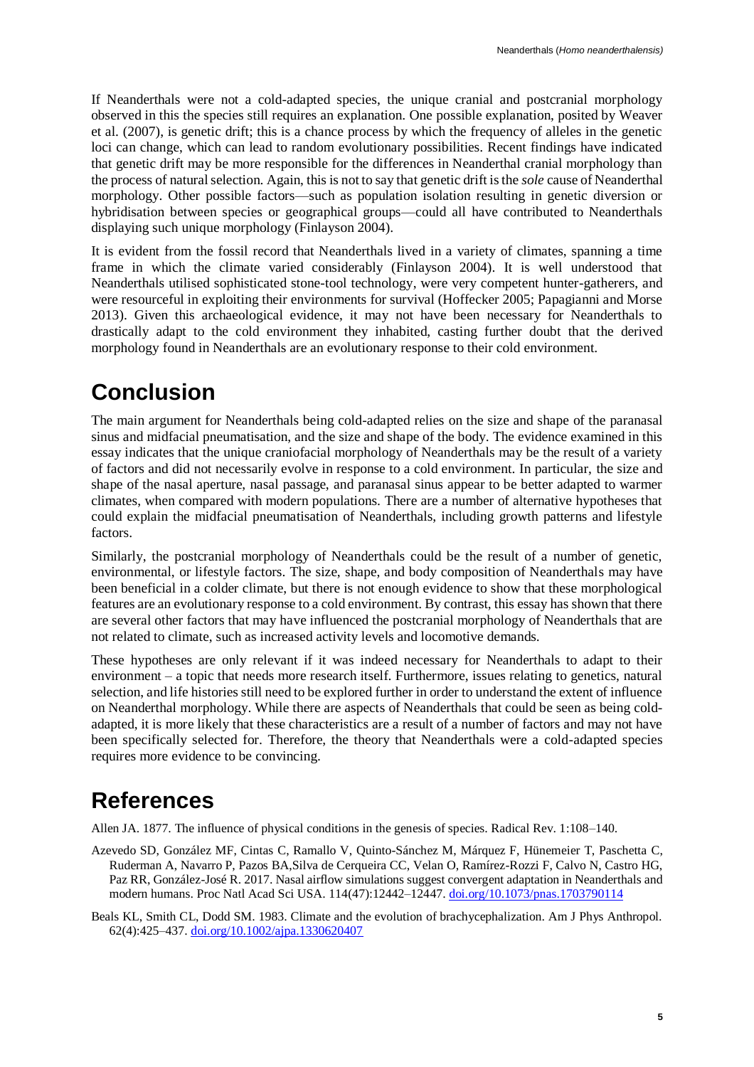If Neanderthals were not a cold-adapted species, the unique cranial and postcranial morphology observed in this the species still requires an explanation. One possible explanation, posited by Weaver et al. (2007), is genetic drift; this is a chance process by which the frequency of alleles in the genetic loci can change, which can lead to random evolutionary possibilities. Recent findings have indicated that genetic drift may be more responsible for the differences in Neanderthal cranial morphology than the process of natural selection. Again, this is not to say that genetic drift is the *sole* cause of Neanderthal morphology. Other possible factors—such as population isolation resulting in genetic diversion or hybridisation between species or geographical groups—could all have contributed to Neanderthals displaying such unique morphology (Finlayson 2004).

It is evident from the fossil record that Neanderthals lived in a variety of climates, spanning a time frame in which the climate varied considerably (Finlayson 2004). It is well understood that Neanderthals utilised sophisticated stone-tool technology, were very competent hunter-gatherers, and were resourceful in exploiting their environments for survival (Hoffecker 2005; Papagianni and Morse 2013). Given this archaeological evidence, it may not have been necessary for Neanderthals to drastically adapt to the cold environment they inhabited, casting further doubt that the derived morphology found in Neanderthals are an evolutionary response to their cold environment.

# Conclusion

The main argument for Neanderthals being cold-adapted relies on the size and shape of the paranasal sinus and midfacial pneumatisation, and the size and shape of the body. The evidence examined in this essay indicates that the unique craniofacial morphology of Neanderthals may be the result of a variety of factors and did not necessarily evolve in response to a cold environment. In particular, the size and shape of the nasal aperture, nasal passage, and paranasal sinus appear to be better adapted to warmer climates, when compared with modern populations. There are a number of alternative hypotheses that could explain the midfacial pneumatisation of Neanderthals, including growth patterns and lifestyle factors.

Similarly, the postcranial morphology of Neanderthals could be the result of a number of genetic, environmental, or lifestyle factors. The size, shape, and body composition of Neanderthals may have been beneficial in a colder climate, but there is not enough evidence to show that these morphological features are an evolutionary response to a cold environment. By contrast, this essay has shown that there are several other factors that may have influenced the postcranial morphology of Neanderthals that are not related to climate, such as increased activity levels and locomotive demands.

These hypotheses are only relevant if it was indeed necessary for Neanderthals to adapt to their environment – a topic that needs more research itself. Furthermore, issues relating to genetics, natural selection, and life histories still need to be explored further in order to understand the extent of influence on Neanderthal morphology. While there are aspects of Neanderthals that could be seen as being cold-adapted, it is more likely that these characteristics are a result of a number of factors and may not have been specifically selected for. Therefore, the theory that Neanderthals were a cold-adapted species requires more evidence to be convincing.

# References

Allen JA. 1877. The influence of physical conditions in the genesis of species. Radical Rev. 1:108–140.

Azevedo SD, González MF, Cintas C, Ramallo V, Quinto-Sánchez M, Márquez F, Hünemeier T, Paschetta C, Ruderman A, Navarro P, Pazos BA,Silva de Cerqueira CC, Velan O, Ramírez-Rozzi F, Calvo N, Castro HG, Paz RR, González-José R. 2017. Nasal airflow simulations suggest convergent adaptation in Neanderthals and modern humans. Proc Natl Acad Sci USA. 114(47):12442–12447. doi.org/10.1073/pnas.1703790114

Beals KL, Smith CL, Dodd SM. 1983. Climate and the evolution of brachycephalization. Am J Phys Anthropol. 62(4):425–437. doi.org/10.1002/ajpa.1330620407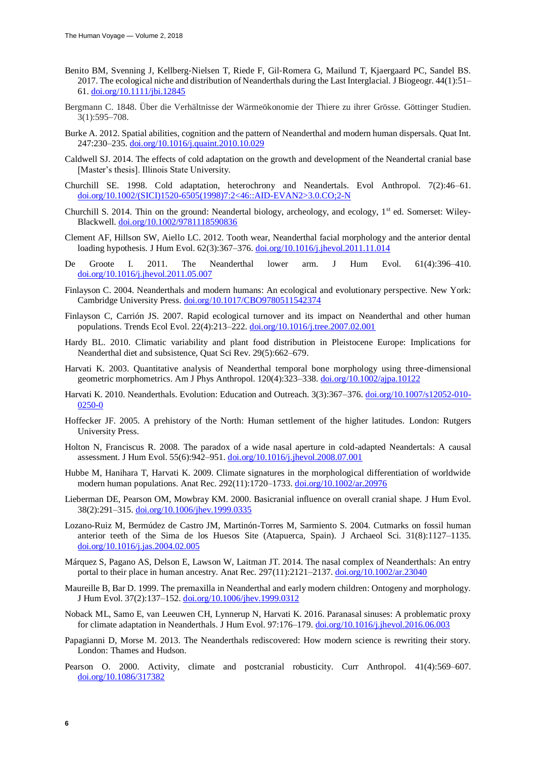Benito BM, Svenning J, Kellberg-Nielsen T, Riede F, Gil-Romera G, Mailund T, Kjaergaard PC, Sandel BS. 2017. The ecological niche and distribution of Neanderthals during the Last Interglacial. J Biogeogr. 44(1):51–61. doi.org/10.1111/jbi.12845

Bergmann C. 1848. Über die Verhältnisse der Wärmeökonomie der Thiere zu ihrer Grösse. Göttinger Studien. 3(1):595–708.

Burke A. 2012. Spatial abilities, cognition and the pattern of Neanderthal and modern human dispersals. Quat Int. 247:230–235. doi.org/10.1016/j.quaint.2010.10.029

Caldwell SJ. 2014. The effects of cold adaptation on the growth and development of the Neandertal cranial base [Master's thesis]. Illinois State University.

Churchill SE. 1998. Cold adaptation, heterochrony and Neandertals. Evol Anthropol. 7(2):46–61. doi.org/10.1002/(SICI)1520-6505(1998)7:2<46::AID-EVAN2>3.0.CO;2-N

Churchill S. 2014. Thin on the ground: Neandertal biology, archeology, and ecology, 1st ed. Somerset: Wiley-Blackwell. doi.org/10.1002/9781118590836

Clement AF, Hillson SW, Aiello LC. 2012. Tooth wear, Neanderthal facial morphology and the anterior dental loading hypothesis. J Hum Evol. 62(3):367–376. doi.org/10.1016/j.jhevol.2011.11.014

De Groote I. 2011. The Neanderthal lower arm. J Hum Evol. 61(4):396–410. doi.org/10.1016/j.jhevol.2011.05.007

Finlayson C. 2004. Neanderthals and modern humans: An ecological and evolutionary perspective. New York: Cambridge University Press. doi.org/10.1017/CBO9780511542374

Finlayson C, Carrión JS. 2007. Rapid ecological turnover and its impact on Neanderthal and other human populations. Trends Ecol Evol. 22(4):213–222. doi.org/10.1016/j.tree.2007.02.001

Hardy BL. 2010. Climatic variability and plant food distribution in Pleistocene Europe: Implications for Neanderthal diet and subsistence, Quat Sci Rev. 29(5):662–679.

Harvati K. 2003. Quantitative analysis of Neanderthal temporal bone morphology using three-dimensional geometric morphometrics. Am J Phys Anthropol. 120(4):323–338. doi.org/10.1002/ajpa.10122

Harvati K. 2010. Neanderthals. Evolution: Education and Outreach. 3(3):367–376. doi.org/10.1007/s12052-010-0250-0

Hoffecker JF. 2005. A prehistory of the North: Human settlement of the higher latitudes. London: Rutgers University Press.

Holton N, Franciscus R. 2008. The paradox of a wide nasal aperture in cold-adapted Neandertals: A causal assessment. J Hum Evol. 55(6):942–951. doi.org/10.1016/j.jhevol.2008.07.001

Hubbe M, Hanihara T, Harvati K. 2009. Climate signatures in the morphological differentiation of worldwide modern human populations. Anat Rec. 292(11):1720–1733. doi.org/10.1002/ar.20976

Lieberman DE, Pearson OM, Mowbray KM. 2000. Basicranial influence on overall cranial shape. J Hum Evol. 38(2):291–315. doi.org/10.1006/jhev.1999.0335

Lozano-Ruiz M, Bermúdez de Castro JM, Martinón-Torres M, Sarmiento S. 2004. Cutmarks on fossil human anterior teeth of the Sima de los Huesos Site (Atapuerca, Spain). J Archaeol Sci. 31(8):1127–1135. doi.org/10.1016/j.jas.2004.02.005

Márquez S, Pagano AS, Delson E, Lawson W, Laitman JT. 2014. The nasal complex of Neanderthals: An entry portal to their place in human ancestry. Anat Rec. 297(11):2121–2137. doi.org/10.1002/ar.23040

Maureille B, Bar D. 1999. The premaxilla in Neanderthal and early modern children: Ontogeny and morphology. J Hum Evol. 37(2):137–152. doi.org/10.1006/jhev.1999.0312

Noback ML, Samo E, van Leeuwen CH, Lynnerup N, Harvati K. 2016. Paranasal sinuses: A problematic proxy for climate adaptation in Neanderthals. J Hum Evol. 97:176–179. doi.org/10.1016/j.jhevol.2016.06.003

Papagianni D, Morse M. 2013. The Neanderthals rediscovered: How modern science is rewriting their story. London: Thames and Hudson.

Pearson O. 2000. Activity, climate and postcranial robusticity. Curr Anthropol. 41(4):569–607. doi.org/10.1086/317382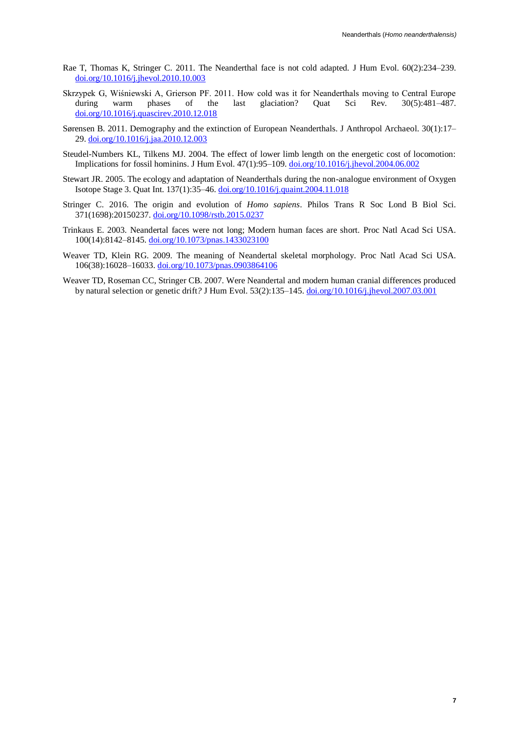Rae T, Thomas K, Stringer C. 2011. The Neanderthal face is not cold adapted. J Hum Evol. 60(2):234–239. [doi.org/10.1016/j.jhevol.2010.10.003](https://doi.org/10.1016/j.jhevol.2010.10.003)

Skrzypek G, Wiśniewski A, Grierson PF. 2011. How cold was it for Neanderthals moving to Central Europe during warm phases of the last glaciation? Quat Sci Rev. 30(5):481–487. [doi.org/10.1016/j.quascirev.2010.12.018](https://doi.org/10.1016/j.quascirev.2010.12.018)

Sørensen B. 2011. Demography and the extinction of European Neanderthals. J Anthropol Archaeol. 30(1):17–29. [doi.org/10.1016/j.jaa.2010.12.003](https://doi.org/10.1016/j.jaa.2010.12.003)

Steudel-Numbers KL, Tilkens MJ. 2004. The effect of lower limb length on the energetic cost of locomotion: Implications for fossil hominins. J Hum Evol. 47(1):95–109. [doi.org/10.1016/j.jhevol.2004.06.002](https://doi.org/10.1016/j.jhevol.2004.06.002)

Stewart JR. 2005. The ecology and adaptation of Neanderthals during the non-analogue environment of Oxygen Isotope Stage 3. Quat Int. 137(1):35–46. [doi.org/10.1016/j.quaint.2004.11.018](https://doi.org/10.1016/j.quaint.2004.11.018)

Stringer C. 2016. The origin and evolution of *Homo sapiens*. Philos Trans R Soc Lond B Biol Sci. 371(1698):20150237. [doi.org/10.1098/rstb.2015.0237](https://doi.org/10.1098/rstb.2015.0237)

Trinkaus E. 2003. Neandertal faces were not long; Modern human faces are short. Proc Natl Acad Sci USA. 100(14):8142–8145. [doi.org/10.1073/pnas.1433023100](https://doi.org/10.1073/pnas.1433023100)

Weaver TD, Klein RG. 2009. The meaning of Neandertal skeletal morphology. Proc Natl Acad Sci USA. 106(38):16028–16033. [doi.org/10.1073/pnas.0903864106](https://doi.org/10.1073/pnas.0903864106)

Weaver TD, Roseman CC, Stringer CB. 2007. Were Neandertal and modern human cranial differences produced by natural selection or genetic drift? J Hum Evol. 53(2):135–145. [doi.org/10.1016/j.jhevol.2007.03.001](https://doi.org/10.1016/j.jhevol.2007.03.001)